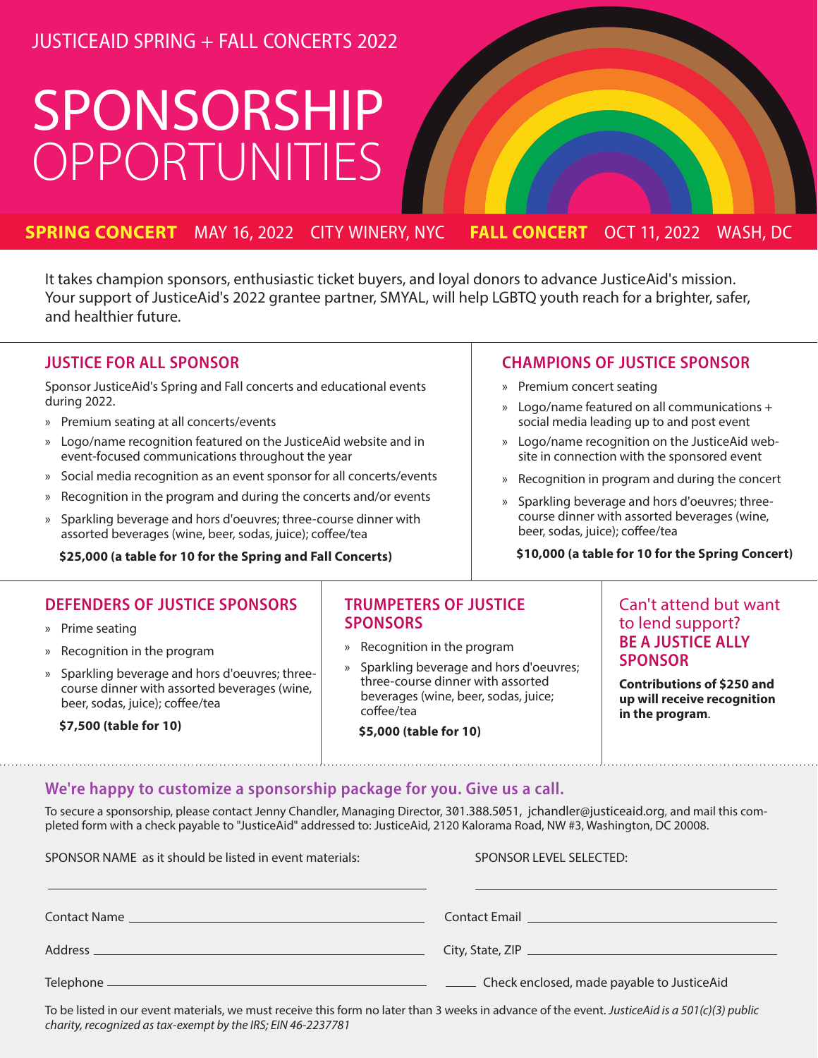JUSTICEAID SPRING + FALL CONCERTS 2022

# SPONSORSHIP OPPORTUNITIES

**SPRING CONCERT** MAY 16, 2022 CITY WINERY, NYC **FALL CONCERT** OCT 11, 2022 WASH, DC

It takes champion sponsors, enthusiastic ticket buyers, and loyal donors to advance JusticeAid's mission. Your support of JusticeAid's 2022 grantee partner, SMYAL, will help LGBTQ youth reach for a brighter, safer, and healthier future.

## JUSTICE FOR ALL SPONSOR

Sponsor JusticeAid's Spring and Fall concerts and educational events during 2022.

- Premium seating at all concerts/events
- Logo/name recognition featured on the JusticeAid website and in event-focused communications throughout the year
- Social media recognition as an event sponsor for all concerts/events
- Recognition in the program and during the concerts and/or events
- Sparkling beverage and hors d'oeuvres; three-course dinner with assorted beverages (wine, beer, sodas, juice); coffee/tea

**$25,000 (a table for 10 for the Spring and Fall Concerts)**

## CHAMPIONS OF JUSTICE SPONSOR

- Premium concert seating
- Logo/name featured on all communications + social media leading up to and post event
- Logo/name recognition on the JusticeAid website in connection with the sponsored event
- Recognition in program and during the concert
- Sparkling beverage and hors d'oeuvres; three-course dinner with assorted beverages (wine, beer, sodas, juice); coffee/tea

**$10,000 (a table for 10 for the Spring Concert)**

## DEFENDERS OF JUSTICE SPONSORS

- Prime seating
- Recognition in the program
- Sparkling beverage and hors d'oeuvres; three-course dinner with assorted beverages (wine, beer, sodas, juice); coffee/tea

**$7,500 (table for 10)**

## TRUMPETERS OF JUSTICE SPONSORS

- Recognition in the program
- Sparkling beverage and hors d'oeuvres; three-course dinner with assorted beverages (wine, beer, sodas, juice; coffee/tea

**$5,000 (table for 10)**

## Can't attend but want to lend support? BE A JUSTICE ALLY SPONSOR

**Contributions of $250 and up will receive recognition in the program**.

### We're happy to customize a sponsorship package for you. Give us a call.

To secure a sponsorship, please contact Jenny Chandler, Managing Director, 301.388.5051, jchandler@justiceaid.org, and mail this completed form with a check payable to "JusticeAid" addressed to: JusticeAid, 2120 Kalorama Road, NW #3, Washington, DC 20008.

SPONSOR NAME as it should be listed in event materials: ____________________

SPONSOR LEVEL SELECTED: ____________________

Contact Name ____________________ Contact Email ____________________

Address ____________________ City, State, ZIP ____________________

Telephone ____________________ _____ Check enclosed, made payable to JusticeAid

To be listed in our event materials, we must receive this form no later than 3 weeks in advance of the event. *JusticeAid is a 501(c)(3) public charity, recognized as tax-exempt by the IRS; EIN 46-2237781*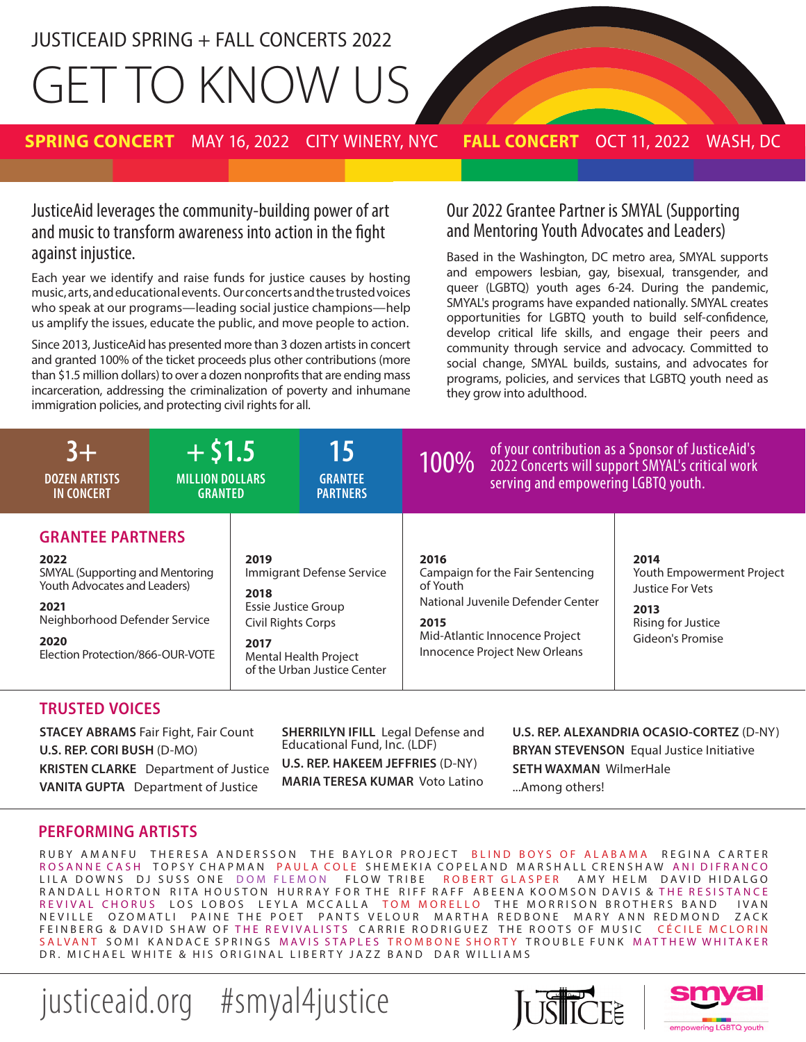JUSTICEAID SPRING + FALL CONCERTS 2022

# GET TO KNOW US

**SPRING CONCERT** MAY 16, 2022 CITY WINERY, NYC **FALL CONCERT** OCT 11, 2022 WASH, DC

## JusticeAid leverages the community-building power of art and music to transform awareness into action in the fight against injustice.

Each year we identify and raise funds for justice causes by hosting music, arts, and educational events. Our concerts and the trusted voices who speak at our programs—leading social justice champions—help us amplify the issues, educate the public, and move people to action.

Since 2013, JusticeAid has presented more than 3 dozen artists in concert and granted 100% of the ticket proceeds plus other contributions (more than $1.5 million dollars) to over a dozen nonprofits that are ending mass incarceration, addressing the criminalization of poverty and inhumane immigration policies, and protecting civil rights for all.

## Our 2022 Grantee Partner is SMYAL (Supporting and Mentoring Youth Advocates and Leaders)

Based in the Washington, DC metro area, SMYAL supports and empowers lesbian, gay, bisexual, transgender, and queer (LGBTQ) youth ages 6-24. During the pandemic, SMYAL's programs have expanded nationally. SMYAL creates opportunities for LGBTQ youth to build self-confidence, develop critical life skills, and engage their peers and community through service and advocacy. Committed to social change, SMYAL builds, sustains, and advocates for programs, policies, and services that LGBTQ youth need as they grow into adulthood.

**3+** DOZEN ARTISTS IN CONCERT

**+$1.5** MILLION DOLLARS GRANTED

**15** GRANTEE PARTNERS

**100%** of your contribution as a Sponsor of JusticeAid's 2022 Concerts will support SMYAL's critical work serving and empowering LGBTQ youth.

## GRANTEE PARTNERS

**2022**
SMYAL (Supporting and Mentoring Youth Advocates and Leaders)

**2021**
Neighborhood Defender Service

**2020**
Election Protection/866-OUR-VOTE

**2019**
Immigrant Defense Service

**2018**
Essie Justice Group
Civil Rights Corps

**2017**
Mental Health Project of the Urban Justice Center

**2016**
Campaign for the Fair Sentencing of Youth
National Juvenile Defender Center

**2015**
Mid-Atlantic Innocence Project
Innocence Project New Orleans

**2014**
Youth Empowerment Project
Justice For Vets

**2013**
Rising for Justice
Gideon's Promise

## TRUSTED VOICES

**STACEY ABRAMS** Fair Fight, Fair Count
**U.S. REP. CORI BUSH** (D-MO)
**KRISTEN CLARKE** Department of Justice
**VANITA GUPTA** Department of Justice
**SHERRILYN IFILL** Legal Defense and Educational Fund, Inc. (LDF)
**U.S. REP. HAKEEM JEFFRIES** (D-NY)
**MARIA TERESA KUMAR** Voto Latino
**U.S. REP. ALEXANDRIA OCASIO-CORTEZ** (D-NY)
**BRYAN STEVENSON** Equal Justice Initiative
**SETH WAXMAN** WilmerHale
...Among others!

## PERFORMING ARTISTS

RUBY AMANFU THERESA ANDERSSON THE BAYLOR PROJECT BLIND BOYS OF ALABAMA REGINA CARTER ROSANNE CASH TOPSY CHAPMAN PAULA COLE SHEMEKIA COPELAND MARSHALL CRENSHAW ANI DIFRANCO LILA DOWNS DJ SUSS ONE DOM FLEMON FLOW TRIBE ROBERT GLASPER AMY HELM DAVID HIDALGO RANDALL HORTON RITA HOUSTON HURRAY FOR THE RIFF RAFF ABEENA KOOMSON DAVIS & THE RESISTANCE REVIVAL CHORUS LOS LOBOS LEYLA MCCALLA TOM MORELLO THE MORRISON BROTHERS BAND IVAN NEVILLE OZOMATLI PAINE THE POET PANTS VELOUR MARTHA REDBONE MARY ANN REDMOND ZACK FEINBERG & DAVID SHAW OF THE REVIVALISTS CARRIE RODRIGUEZ THE ROOTS OF MUSIC CÉCILE MCLORIN SALVANT SOMI KANDACE SPRINGS MAVIS STAPLES TROMBONE SHORTY TROUBLE FUNK MATTHEW WHITAKER DR. MICHAEL WHITE & HIS ORIGINAL LIBERTY JAZZ BAND DAR WILLIAMS

justiceaid.org #smyal4justice

JUSTICE AID | smyal empowering LGBTQ youth